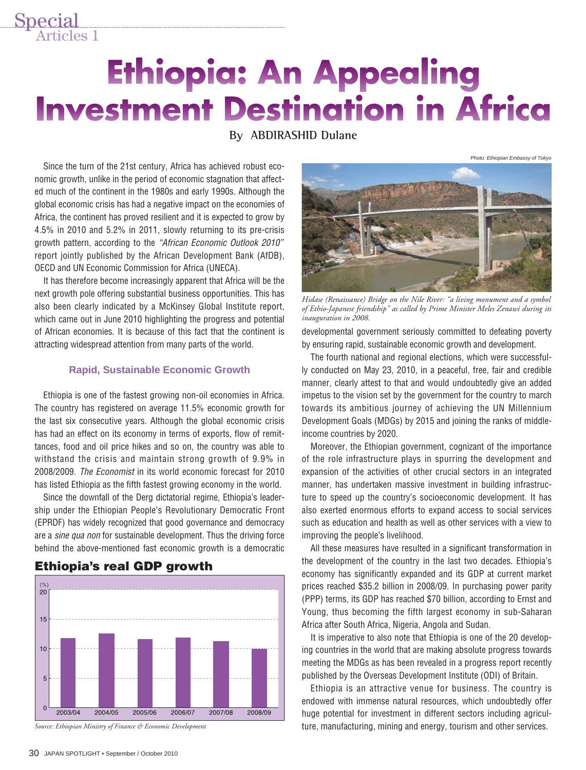Special Articles 1

# Ethiopia: An Appealing Investment Destination in Africa

By ABDIRASHID Dulane

Since the turn of the 21st century, Africa has achieved robust economic growth, unlike in the period of economic stagnation that affected much of the continent in the 1980s and early 1990s. Although the global economic crisis has had a negative impact on the economies of Africa, the continent has proved resilient and it is expected to grow by 4.5% in 2010 and 5.2% in 2011, slowly returning to its pre-crisis growth pattern, according to the *"African Economic Outlook 2010"* report jointly published by the African Development Bank (AfDB), OECD and UN Economic Commission for Africa (UNECA).

It has therefore become increasingly apparent that Africa will be the next growth pole offering substantial business opportunities. This has also been clearly indicated by a McKinsey Global Institute report, which came out in June 2010 highlighting the progress and potential of African economies. It is because of this fact that the continent is attracting widespread attention from many parts of the world.

### Rapid, Sustainable Economic Growth

Ethiopia is one of the fastest growing non-oil economies in Africa. The country has registered on average 11.5% economic growth for the last six consecutive years. Although the global economic crisis has had an effect on its economy in terms of exports, flow of remittances, food and oil price hikes and so on, the country was able to withstand the crisis and maintain strong growth of 9.9% in 2008/2009. *The Economist* in its world economic forecast for 2010 has listed Ethiopia as the fifth fastest growing economy in the world.

Since the downfall of the Derg dictatorial regime, Ethiopia's leadership under the Ethiopian People's Revolutionary Democratic Front (EPRDF) has widely recognized that good governance and democracy are a *sine qua non* for sustainable development. Thus the driving force behind the above-mentioned fast economic growth is a democratic developmental government seriously committed to defeating poverty by ensuring rapid, sustainable economic growth and development.

**Ethiopia's real GDP growth**

(%) — y-axis 0 to 20; years: 2003/04, 2004/05, 2005/06, 2006/07, 2007/08, 2008/09

*Source: Ethiopian Ministry of Finance & Economic Development*

Photo: Ethiopian Embassy of Tokyo

*Hidase (Renaissance) Bridge on the Nile River: "a living monument and a symbol of Ethio-Japanese friendship" as called by Prime Minister Meles Zenawi during its inauguration in 2008.*

The fourth national and regional elections, which were successfully conducted on May 23, 2010, in a peaceful, free, fair and credible manner, clearly attest to that and would undoubtedly give an added impetus to the vision set by the government for the country to march towards its ambitious journey of achieving the UN Millennium Development Goals (MDGs) by 2015 and joining the ranks of middle-income countries by 2020.

Moreover, the Ethiopian government, cognizant of the importance of the role infrastructure plays in spurring the development and expansion of the activities of other crucial sectors in an integrated manner, has undertaken massive investment in building infrastructure to speed up the country's socioeconomic development. It has also exerted enormous efforts to expand access to social services such as education and health as well as other services with a view to improving the people's livelihood.

All these measures have resulted in a significant transformation in the development of the country in the last two decades. Ethiopia's economy has significantly expanded and its GDP at current market prices reached $35.2 billion in 2008/09. In purchasing power parity (PPP) terms, its GDP has reached $70 billion, according to Ernst and Young, thus becoming the fifth largest economy in sub-Saharan Africa after South Africa, Nigeria, Angola and Sudan.

It is imperative to also note that Ethiopia is one of the 20 developing countries in the world that are making absolute progress towards meeting the MDGs as has been revealed in a progress report recently published by the Overseas Development Institute (ODI) of Britain.

Ethiopia is an attractive venue for business. The country is endowed with immense natural resources, which undoubtedly offer huge potential for investment in different sectors including agriculture, manufacturing, mining and energy, tourism and other services.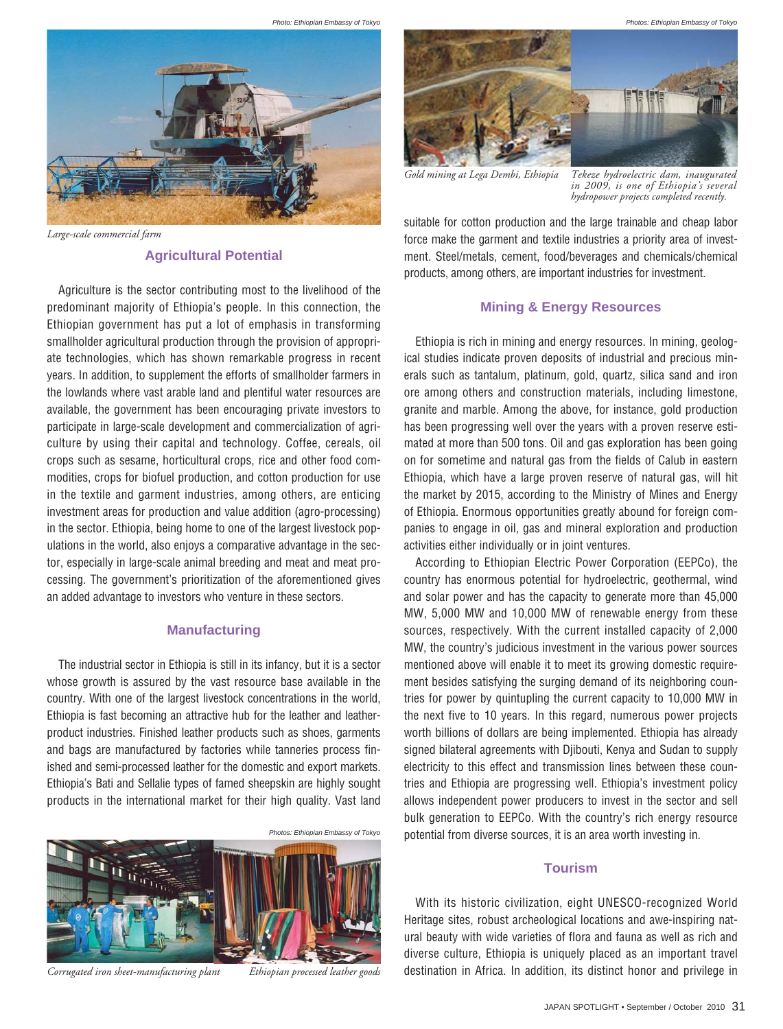Photo: Ethiopian Embassy of Tokyo

*Large-scale commercial farm*

## Agricultural Potential

Agriculture is the sector contributing most to the livelihood of the predominant majority of Ethiopia's people. In this connection, the Ethiopian government has put a lot of emphasis in transforming smallholder agricultural production through the provision of appropriate technologies, which has shown remarkable progress in recent years. In addition, to supplement the efforts of smallholder farmers in the lowlands where vast arable land and plentiful water resources are available, the government has been encouraging private investors to participate in large-scale development and commercialization of agriculture by using their capital and technology. Coffee, cereals, oil crops such as sesame, horticultural crops, rice and other food commodities, crops for biofuel production, and cotton production for use in the textile and garment industries, among others, are enticing investment areas for production and value addition (agro-processing) in the sector. Ethiopia, being home to one of the largest livestock populations in the world, also enjoys a comparative advantage in the sector, especially in large-scale animal breeding and meat and meat processing. The government's prioritization of the aforementioned gives an added advantage to investors who venture in these sectors.

## Manufacturing

The industrial sector in Ethiopia is still in its infancy, but it is a sector whose growth is assured by the vast resource base available in the country. With one of the largest livestock concentrations in the world, Ethiopia is fast becoming an attractive hub for the leather and leather-product industries. Finished leather products such as shoes, garments and bags are manufactured by factories while tanneries process finished and semi-processed leather for the domestic and export markets. Ethiopia's Bati and Sellalie types of famed sheepskin are highly sought products in the international market for their high quality. Vast land suitable for cotton production and the large trainable and cheap labor force make the garment and textile industries a priority area of investment. Steel/metals, cement, food/beverages and chemicals/chemical products, among others, are important industries for investment.

Photos: Ethiopian Embassy of Tokyo

*Corrugated iron sheet-manufacturing plant*

*Ethiopian processed leather goods*

Photos: Ethiopian Embassy of Tokyo

*Gold mining at Lega Dembi, Ethiopia*

*Tekeze hydroelectric dam, inaugurated in 2009, is one of Ethiopia's several hydropower projects completed recently.*

## Mining & Energy Resources

Ethiopia is rich in mining and energy resources. In mining, geological studies indicate proven deposits of industrial and precious minerals such as tantalum, platinum, gold, quartz, silica sand and iron ore among others and construction materials, including limestone, granite and marble. Among the above, for instance, gold production has been progressing well over the years with a proven reserve estimated at more than 500 tons. Oil and gas exploration has been going on for sometime and natural gas from the fields of Calub in eastern Ethiopia, which have a large proven reserve of natural gas, will hit the market by 2015, according to the Ministry of Mines and Energy of Ethiopia. Enormous opportunities greatly abound for foreign companies to engage in oil, gas and mineral exploration and production activities either individually or in joint ventures.

According to Ethiopian Electric Power Corporation (EEPCo), the country has enormous potential for hydroelectric, geothermal, wind and solar power and has the capacity to generate more than 45,000 MW, 5,000 MW and 10,000 MW of renewable energy from these sources, respectively. With the current installed capacity of 2,000 MW, the country's judicious investment in the various power sources mentioned above will enable it to meet its growing domestic requirement besides satisfying the surging demand of its neighboring countries for power by quintupling the current capacity to 10,000 MW in the next five to 10 years. In this regard, numerous power projects worth billions of dollars are being implemented. Ethiopia has already signed bilateral agreements with Djibouti, Kenya and Sudan to supply electricity to this effect and transmission lines between these countries and Ethiopia are progressing well. Ethiopia's investment policy allows independent power producers to invest in the sector and sell bulk generation to EEPCo. With the country's rich energy resource potential from diverse sources, it is an area worth investing in.

## Tourism

With its historic civilization, eight UNESCO-recognized World Heritage sites, robust archeological locations and awe-inspiring natural beauty with wide varieties of flora and fauna as well as rich and diverse culture, Ethiopia is uniquely placed as an important travel destination in Africa. In addition, its distinct honor and privilege in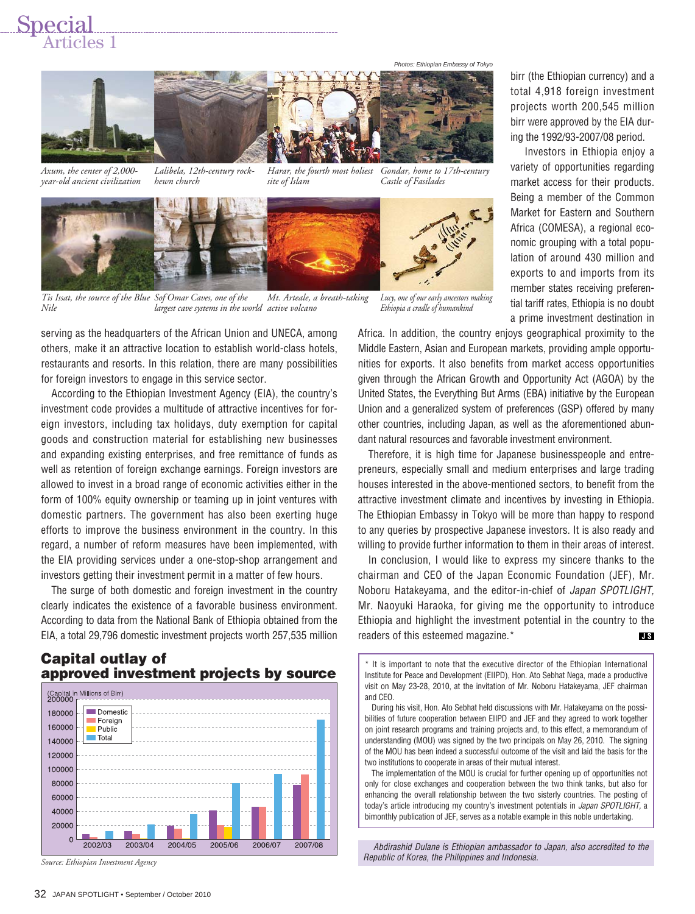Photos: Ethiopian Embassy of Tokyo

*Axum, the center of 2,000-year-old ancient civilization*

*Lalibela, 12th-century rock-hewn church*

*Harar, the fourth most holiest site of Islam*

*Gondar, home to 17th-century Castle of Fasilades*

*Tis Issat, the source of the Blue Nile*

*Sof Omar Caves, one of the largest cave systems in the world*

*Mt. Arteale, a breath-taking active volcano*

*Lucy, one of our early ancestors making Ethiopia a cradle of humankind*

serving as the headquarters of the African Union and UNECA, among others, make it an attractive location to establish world-class hotels, restaurants and resorts. In this relation, there are many possibilities for foreign investors to engage in this service sector.

According to the Ethiopian Investment Agency (EIA), the country's investment code provides a multitude of attractive incentives for foreign investors, including tax holidays, duty exemption for capital goods and construction material for establishing new businesses and expanding existing enterprises, and free remittance of funds as well as retention of foreign exchange earnings. Foreign investors are allowed to invest in a broad range of economic activities either in the form of 100% equity ownership or teaming up in joint ventures with domestic partners. The government has also been exerting huge efforts to improve the business environment in the country. In this regard, a number of reform measures have been implemented, with the EIA providing services under a one-stop-shop arrangement and investors getting their investment permit in a matter of few hours.

The surge of both domestic and foreign investment in the country clearly indicates the existence of a favorable business environment. According to data from the National Bank of Ethiopia obtained from the EIA, a total 29,796 domestic investment projects worth 257,535 million birr (the Ethiopian currency) and a total 4,918 foreign investment projects worth 200,545 million birr were approved by the EIA during the 1992/93-2007/08 period.

**Capital outlay of approved investment projects by source**

(Capital in Millions of Birr)

200000
180000
160000
140000
120000
100000
80000
60000
40000
20000
0

Domestic
Foreign
Public
Total

2002/03 2003/04 2004/05 2005/06 2006/07 2007/08

*Source: Ethiopian Investment Agency*

Investors in Ethiopia enjoy a variety of opportunities regarding market access for their products. Being a member of the Common Market for Eastern and Southern Africa (COMESA), a regional economic grouping with a total population of around 430 million and exports to and imports from its member states receiving preferential tariff rates, Ethiopia is no doubt a prime investment destination in Africa. In addition, the country enjoys geographical proximity to the Middle Eastern, Asian and European markets, providing ample opportunities for exports. It also benefits from market access opportunities given through the African Growth and Opportunity Act (AGOA) by the United States, the Everything But Arms (EBA) initiative by the European Union and a generalized system of preferences (GSP) offered by many other countries, including Japan, as well as the aforementioned abundant natural resources and favorable investment environment.

Therefore, it is high time for Japanese businesspeople and entrepreneurs, especially small and medium enterprises and large trading houses interested in the above-mentioned sectors, to benefit from the attractive investment climate and incentives by investing in Ethiopia. The Ethiopian Embassy in Tokyo will be more than happy to respond to any queries by prospective Japanese investors. It is also ready and willing to provide further information to them in their areas of interest.

In conclusion, I would like to express my sincere thanks to the chairman and CEO of the Japan Economic Foundation (JEF), Mr. Noboru Hatakeyama, and the editor-in-chief of *Japan SPOTLIGHT,* Mr. Naoyuki Haraoka, for giving me the opportunity to introduce Ethiopia and highlight the investment potential in the country to the readers of this esteemed magazine.* JS

* It is important to note that the executive director of the Ethiopian International Institute for Peace and Development (EIIPD), Hon. Ato Sebhat Nega, made a productive visit on May 23-28, 2010, at the invitation of Mr. Noboru Hatakeyama, JEF chairman and CEO.

During his visit, Hon. Ato Sebhat held discussions with Mr. Hatakeyama on the possibilities of future cooperation between EIIPD and JEF and they agreed to work together on joint research programs and training projects and, to this effect, a memorandum of understanding (MOU) was signed by the two principals on May 26, 2010. The signing of the MOU has been indeed a successful outcome of the visit and laid the basis for the two institutions to cooperate in areas of their mutual interest.

The implementation of the MOU is crucial for further opening up of opportunities not only for close exchanges and cooperation between the two think tanks, but also for enhancing the overall relationship between the two sisterly countries. The posting of today's article introducing my country's investment potentials in *Japan SPOTLIGHT,* a bimonthly publication of JEF, serves as a notable example in this noble undertaking.

*Abdirashid Dulane is Ethiopian ambassador to Japan, also accredited to the Republic of Korea, the Philippines and Indonesia.*